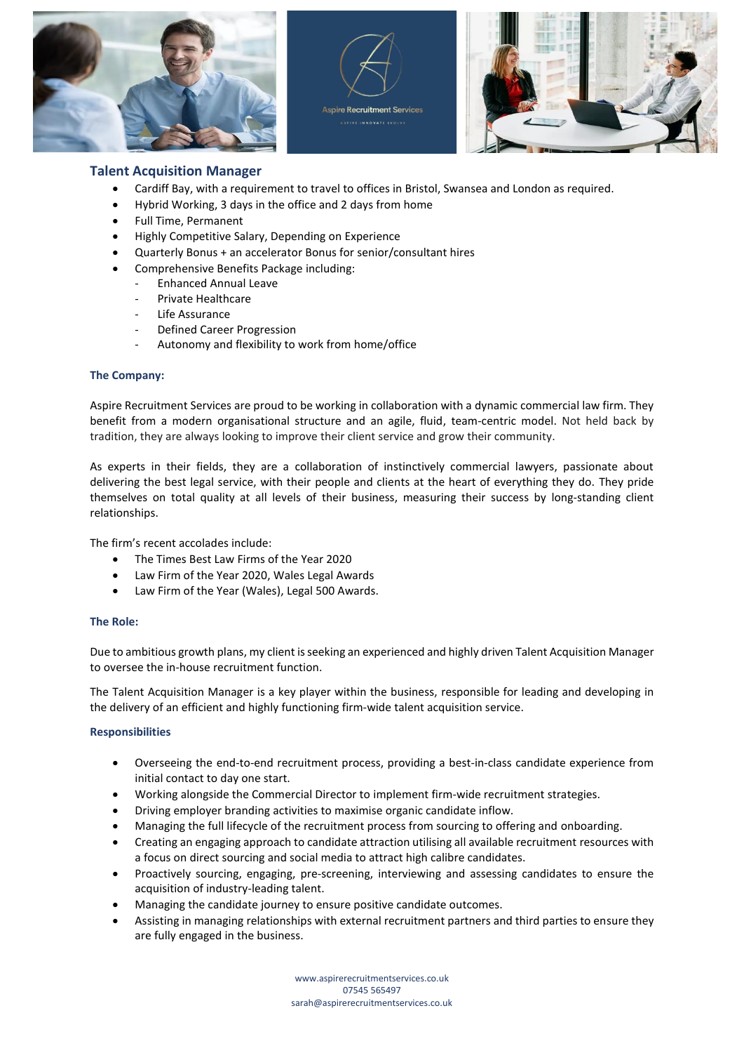## Talent Acquisition Manager

- Cardiff Bay, with a requirement to travel to offices in Bristol, Swansea and London as required.
- Hybrid Working, 3 days in the office and 2 days from home
- Full Time, Permanent
- Highly Competitive Salary, Depending on Experience
- Quarterly Bonus + an accelerator Bonus for senior/consultant hires
- Comprehensive Benefits Package including:
  - Enhanced Annual Leave
  - Private Healthcare
  - Life Assurance
  - Defined Career Progression
  - Autonomy and flexibility to work from home/office

### The Company:

Aspire Recruitment Services are proud to be working in collaboration with a dynamic commercial law firm. They benefit from a modern organisational structure and an agile, fluid, team-centric model. Not held back by tradition, they are always looking to improve their client service and grow their community.

As experts in their fields, they are a collaboration of instinctively commercial lawyers, passionate about delivering the best legal service, with their people and clients at the heart of everything they do. They pride themselves on total quality at all levels of their business, measuring their success by long-standing client relationships.

The firm's recent accolades include:

- The Times Best Law Firms of the Year 2020
- Law Firm of the Year 2020, Wales Legal Awards
- Law Firm of the Year (Wales), Legal 500 Awards.

### The Role:

Due to ambitious growth plans, my client is seeking an experienced and highly driven Talent Acquisition Manager to oversee the in-house recruitment function.

The Talent Acquisition Manager is a key player within the business, responsible for leading and developing in the delivery of an efficient and highly functioning firm-wide talent acquisition service.

### Responsibilities

- Overseeing the end-to-end recruitment process, providing a best-in-class candidate experience from initial contact to day one start.
- Working alongside the Commercial Director to implement firm-wide recruitment strategies.
- Driving employer branding activities to maximise organic candidate inflow.
- Managing the full lifecycle of the recruitment process from sourcing to offering and onboarding.
- Creating an engaging approach to candidate attraction utilising all available recruitment resources with a focus on direct sourcing and social media to attract high calibre candidates.
- Proactively sourcing, engaging, pre-screening, interviewing and assessing candidates to ensure the acquisition of industry-leading talent.
- Managing the candidate journey to ensure positive candidate outcomes.
- Assisting in managing relationships with external recruitment partners and third parties to ensure they are fully engaged in the business.

www.aspirerecruitmentservices.co.uk
07545 565497
sarah@aspirerecruitmentservices.co.uk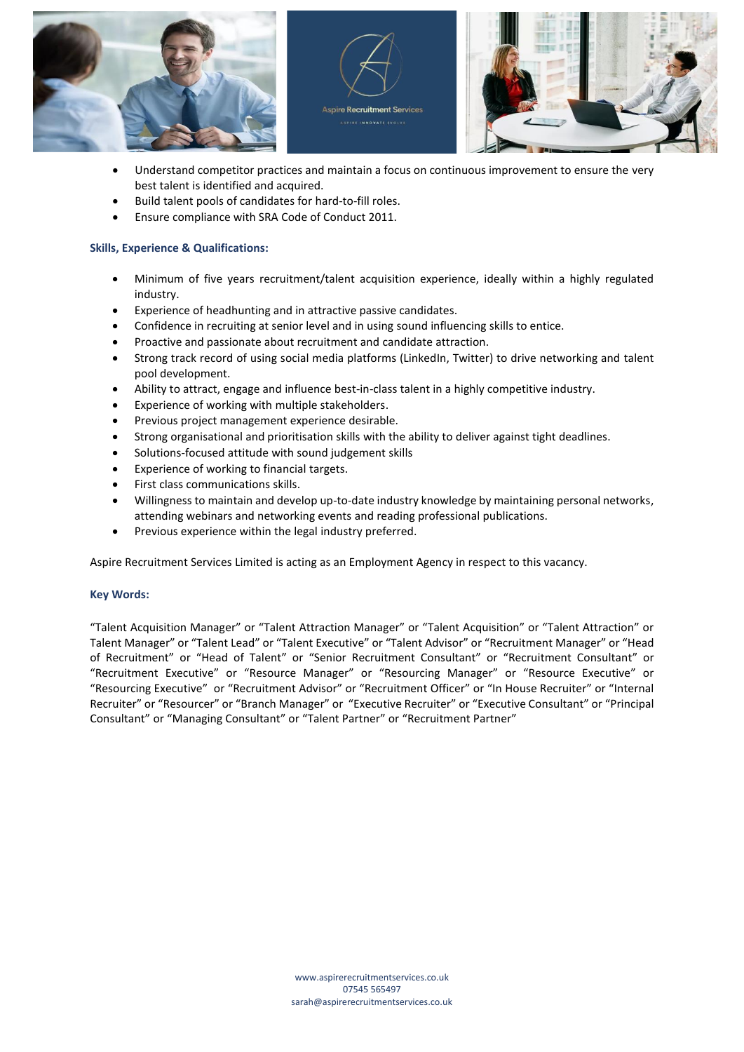- Understand competitor practices and maintain a focus on continuous improvement to ensure the very best talent is identified and acquired.
- Build talent pools of candidates for hard-to-fill roles.
- Ensure compliance with SRA Code of Conduct 2011.

**Skills, Experience & Qualifications:**

- Minimum of five years recruitment/talent acquisition experience, ideally within a highly regulated industry.
- Experience of headhunting and in attractive passive candidates.
- Confidence in recruiting at senior level and in using sound influencing skills to entice.
- Proactive and passionate about recruitment and candidate attraction.
- Strong track record of using social media platforms (LinkedIn, Twitter) to drive networking and talent pool development.
- Ability to attract, engage and influence best-in-class talent in a highly competitive industry.
- Experience of working with multiple stakeholders.
- Previous project management experience desirable.
- Strong organisational and prioritisation skills with the ability to deliver against tight deadlines.
- Solutions-focused attitude with sound judgement skills
- Experience of working to financial targets.
- First class communications skills.
- Willingness to maintain and develop up-to-date industry knowledge by maintaining personal networks, attending webinars and networking events and reading professional publications.
- Previous experience within the legal industry preferred.

Aspire Recruitment Services Limited is acting as an Employment Agency in respect to this vacancy.

**Key Words:**

"Talent Acquisition Manager" or "Talent Attraction Manager" or "Talent Acquisition" or "Talent Attraction" or Talent Manager" or "Talent Lead" or "Talent Executive" or "Talent Advisor" or "Recruitment Manager" or "Head of Recruitment" or "Head of Talent" or "Senior Recruitment Consultant" or "Recruitment Consultant" or "Recruitment Executive" or "Resource Manager" or "Resourcing Manager" or "Resource Executive" or "Resourcing Executive" or "Recruitment Advisor" or "Recruitment Officer" or "In House Recruiter" or "Internal Recruiter" or "Resourcer" or "Branch Manager" or "Executive Recruiter" or "Executive Consultant" or "Principal Consultant" or "Managing Consultant" or "Talent Partner" or "Recruitment Partner"

www.aspirerecruitmentservices.co.uk
07545 565497
sarah@aspirerecruitmentservices.co.uk